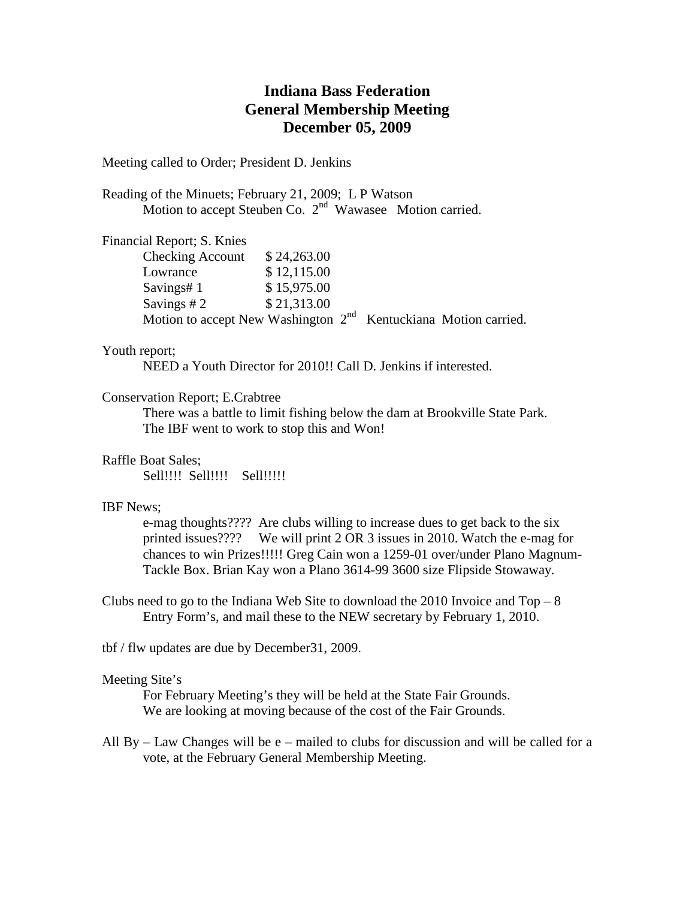# Indiana Bass Federation
# General Membership Meeting
# December 05, 2009

Meeting called to Order; President D. Jenkins

Reading of the Minuets; February 21, 2009; L P Watson

Motion to accept Steuben Co. 2nd Wawasee Motion carried.

Financial Report; S. Knies

| | |
|---|---|
| Checking Account | $ 24,263.00 |
| Lowrance | $ 12,115.00 |
| Savings# 1 | $ 15,975.00 |
| Savings # 2 | $ 21,313.00 |

Motion to accept New Washington 2nd Kentuckiana Motion carried.

Youth report;

NEED a Youth Director for 2010!! Call D. Jenkins if interested.

Conservation Report; E.Crabtree

There was a battle to limit fishing below the dam at Brookville State Park. The IBF went to work to stop this and Won!

Raffle Boat Sales;

Sell!!!! Sell!!!! Sell!!!!!

IBF News;

e-mag thoughts???? Are clubs willing to increase dues to get back to the six printed issues???? We will print 2 OR 3 issues in 2010. Watch the e-mag for chances to win Prizes!!!!! Greg Cain won a 1259-01 over/under Plano Magnum-Tackle Box. Brian Kay won a Plano 3614-99 3600 size Flipside Stowaway.

Clubs need to go to the Indiana Web Site to download the 2010 Invoice and Top – 8 Entry Form's, and mail these to the NEW secretary by February 1, 2010.

tbf / flw updates are due by December31, 2009.

Meeting Site's

For February Meeting's they will be held at the State Fair Grounds. We are looking at moving because of the cost of the Fair Grounds.

All By – Law Changes will be e – mailed to clubs for discussion and will be called for a vote, at the February General Membership Meeting.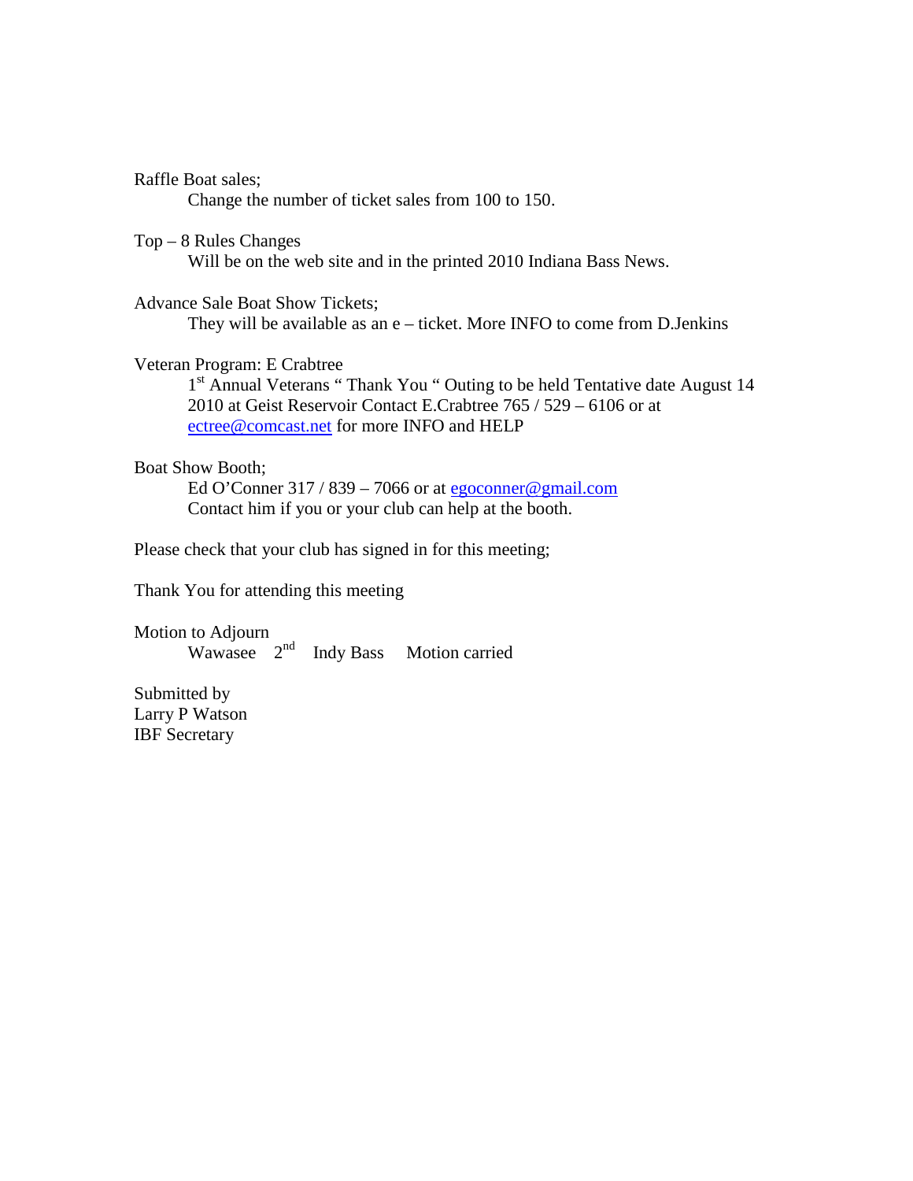Raffle Boat sales;

Change the number of ticket sales from 100 to 150.

Top – 8 Rules Changes

Will be on the web site and in the printed 2010 Indiana Bass News.

Advance Sale Boat Show Tickets;

They will be available as an e – ticket. More INFO to come from D.Jenkins

Veteran Program: E Crabtree

1st Annual Veterans " Thank You " Outing to be held Tentative date August 14 2010 at Geist Reservoir Contact E.Crabtree 765 / 529 – 6106 or at ectree@comcast.net for more INFO and HELP

Boat Show Booth;

Ed O'Conner 317 / 839 – 7066 or at egoconner@gmail.com
Contact him if you or your club can help at the booth.

Please check that your club has signed in for this meeting;

Thank You for attending this meeting

Motion to Adjourn

Wawasee 2nd Indy Bass Motion carried

Submitted by
Larry P Watson
IBF Secretary